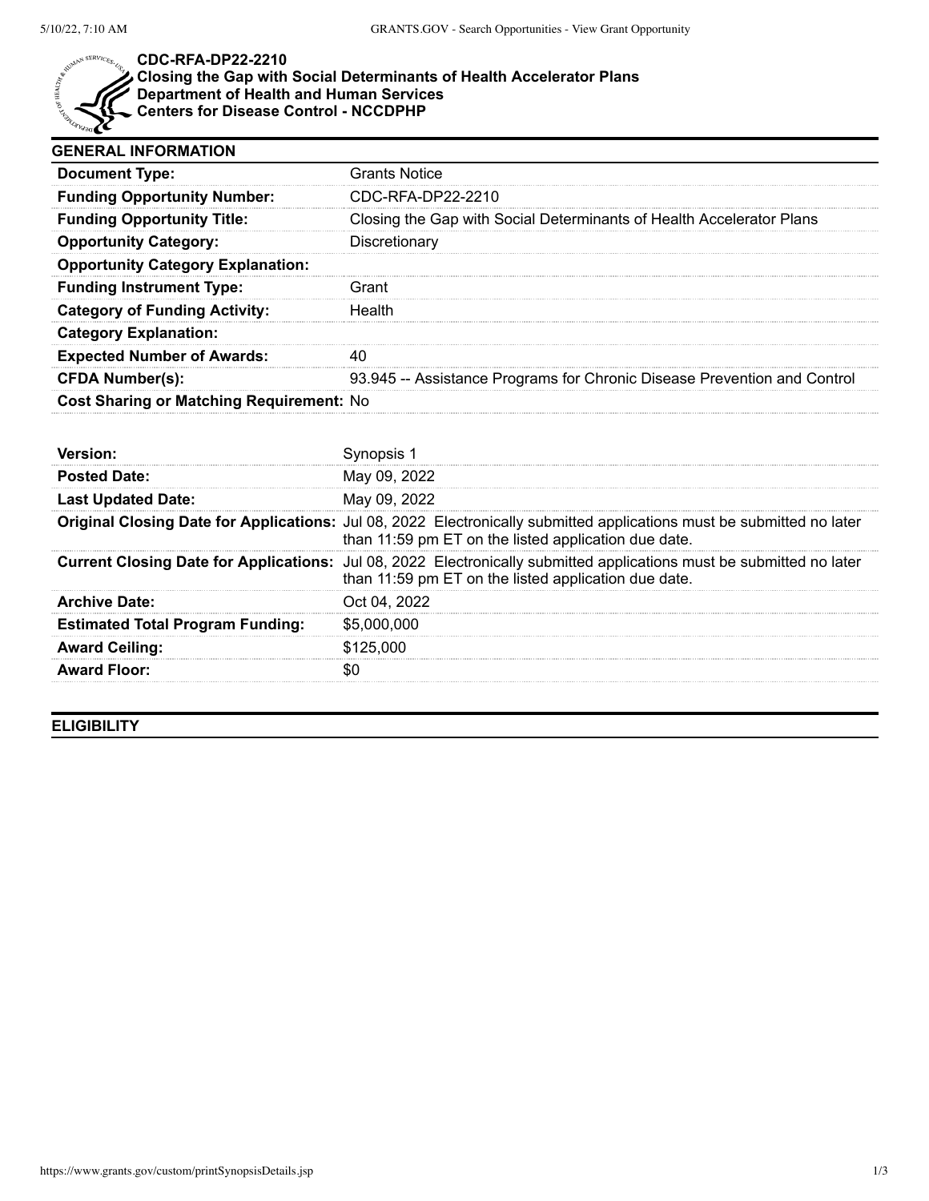# CDC-RFA-DP22-2210
## Closing the Gap with Social Determinants of Health Accelerator Plans
### Department of Health and Human Services
### Centers for Disease Control - NCCDPHP

## GENERAL INFORMATION

| | |
|---|---|
| **Document Type:** | Grants Notice |
| **Funding Opportunity Number:** | CDC-RFA-DP22-2210 |
| **Funding Opportunity Title:** | Closing the Gap with Social Determinants of Health Accelerator Plans |
| **Opportunity Category:** | Discretionary |
| **Opportunity Category Explanation:** | |
| **Funding Instrument Type:** | Grant |
| **Category of Funding Activity:** | Health |
| **Category Explanation:** | |
| **Expected Number of Awards:** | 40 |
| **CFDA Number(s):** | 93.945 -- Assistance Programs for Chronic Disease Prevention and Control |
| **Cost Sharing or Matching Requirement:** | No |

| | |
|---|---|
| **Version:** | Synopsis 1 |
| **Posted Date:** | May 09, 2022 |
| **Last Updated Date:** | May 09, 2022 |
| **Original Closing Date for Applications:** | Jul 08, 2022 Electronically submitted applications must be submitted no later than 11:59 pm ET on the listed application due date. |
| **Current Closing Date for Applications:** | Jul 08, 2022 Electronically submitted applications must be submitted no later than 11:59 pm ET on the listed application due date. |
| **Archive Date:** | Oct 04, 2022 |
| **Estimated Total Program Funding:** | $5,000,000 |
| **Award Ceiling:** | $125,000 |
| **Award Floor:** | $0 |

## ELIGIBILITY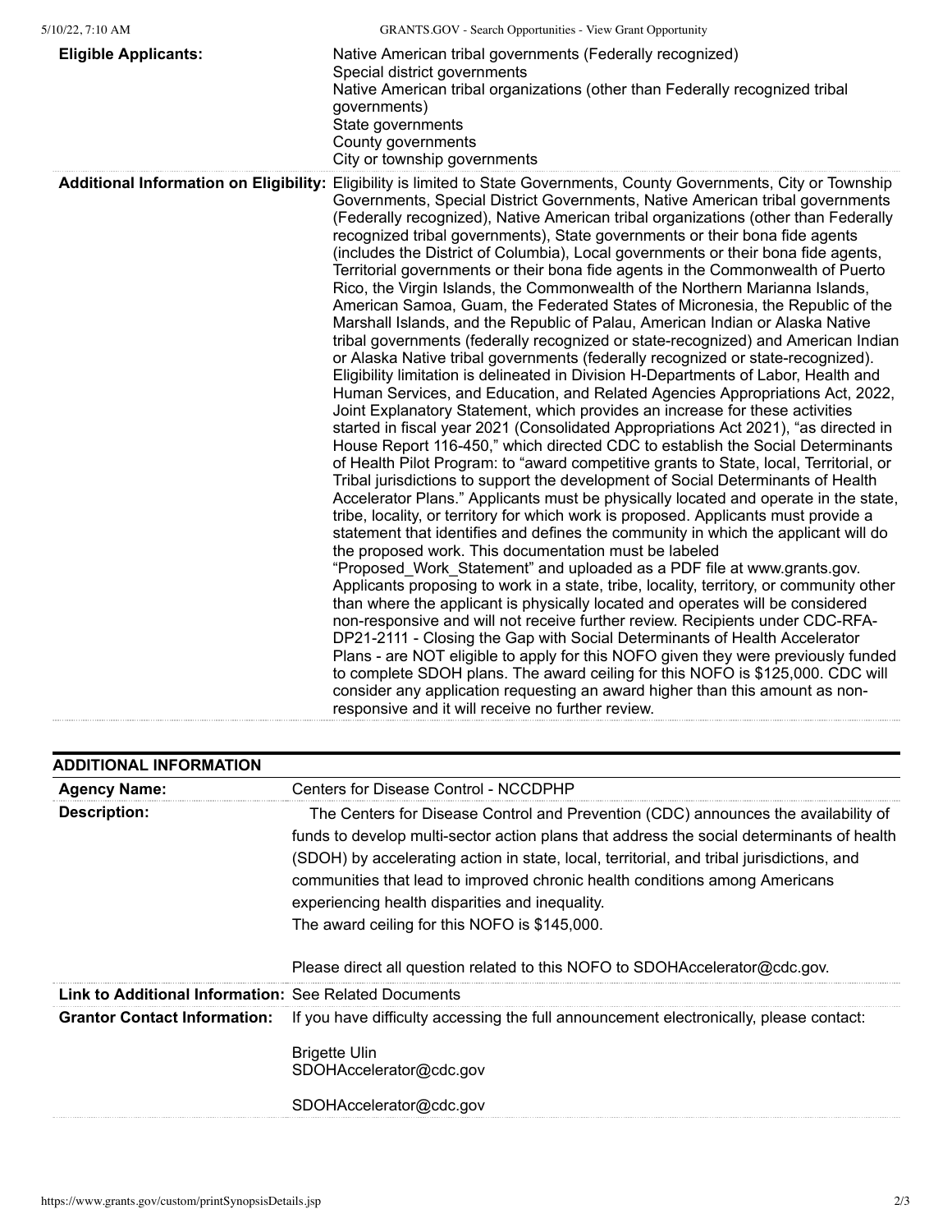| | |
|---|---|
| **Eligible Applicants:** | Native American tribal governments (Federally recognized)<br>Special district governments<br>Native American tribal organizations (other than Federally recognized tribal governments)<br>State governments<br>County governments<br>City or township governments |
| **Additional Information on Eligibility:** | Eligibility is limited to State Governments, County Governments, City or Township Governments, Special District Governments, Native American tribal governments (Federally recognized), Native American tribal organizations (other than Federally recognized tribal governments), State governments or their bona fide agents (includes the District of Columbia), Local governments or their bona fide agents, Territorial governments or their bona fide agents in the Commonwealth of Puerto Rico, the Virgin Islands, the Commonwealth of the Northern Marianna Islands, American Samoa, Guam, the Federated States of Micronesia, the Republic of the Marshall Islands, and the Republic of Palau, American Indian or Alaska Native tribal governments (federally recognized or state-recognized) and American Indian or Alaska Native tribal governments (federally recognized or state-recognized). Eligibility limitation is delineated in Division H-Departments of Labor, Health and Human Services, and Education, and Related Agencies Appropriations Act, 2022, Joint Explanatory Statement, which provides an increase for these activities started in fiscal year 2021 (Consolidated Appropriations Act 2021), "as directed in House Report 116-450," which directed CDC to establish the Social Determinants of Health Pilot Program: to "award competitive grants to State, local, Territorial, or Tribal jurisdictions to support the development of Social Determinants of Health Accelerator Plans." Applicants must be physically located and operate in the state, tribe, locality, or territory for which work is proposed. Applicants must provide a statement that identifies and defines the community in which the applicant will do the proposed work. This documentation must be labeled "Proposed_Work_Statement" and uploaded as a PDF file at www.grants.gov. Applicants proposing to work in a state, tribe, locality, territory, or community other than where the applicant is physically located and operates will be considered non-responsive and will not receive further review. Recipients under CDC-RFA-DP21-2111 - Closing the Gap with Social Determinants of Health Accelerator Plans - are NOT eligible to apply for this NOFO given they were previously funded to complete SDOH plans. The award ceiling for this NOFO is $125,000. CDC will consider any application requesting an award higher than this amount as non-responsive and it will receive no further review. |

## ADDITIONAL INFORMATION

| | |
|---|---|
| **Agency Name:** | Centers for Disease Control - NCCDPHP |
| **Description:** | The Centers for Disease Control and Prevention (CDC) announces the availability of funds to develop multi-sector action plans that address the social determinants of health (SDOH) by accelerating action in state, local, territorial, and tribal jurisdictions, and communities that lead to improved chronic health conditions among Americans experiencing health disparities and inequality.<br>The award ceiling for this NOFO is $145,000.<br><br>Please direct all question related to this NOFO to SDOHAccelerator@cdc.gov. |
| **Link to Additional Information:** | See Related Documents |
| **Grantor Contact Information:** | If you have difficulty accessing the full announcement electronically, please contact:<br><br>Brigette Ulin<br>SDOHAccelerator@cdc.gov<br><br>SDOHAccelerator@cdc.gov |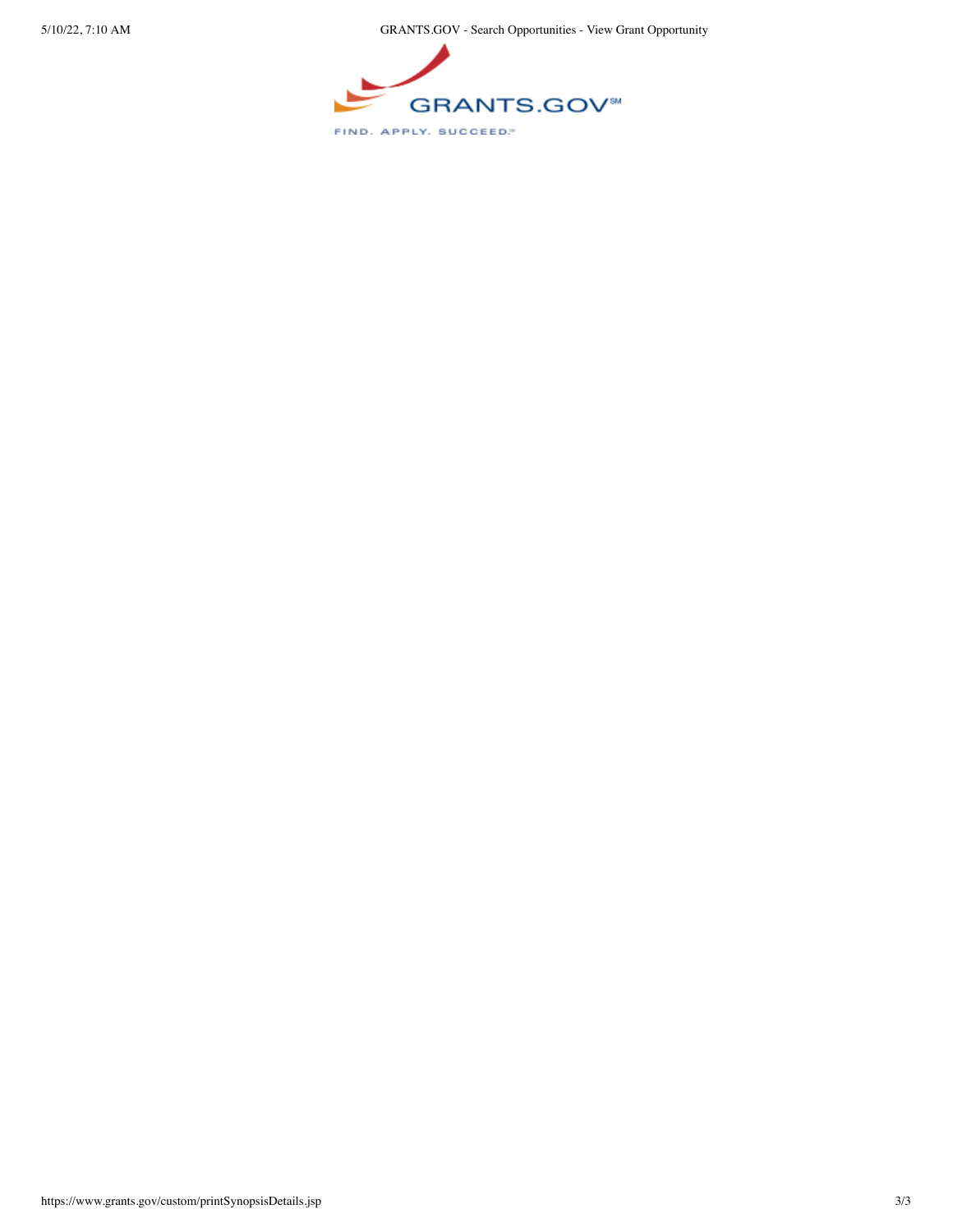GRANTS.GOV

FIND. APPLY. SUCCEED.